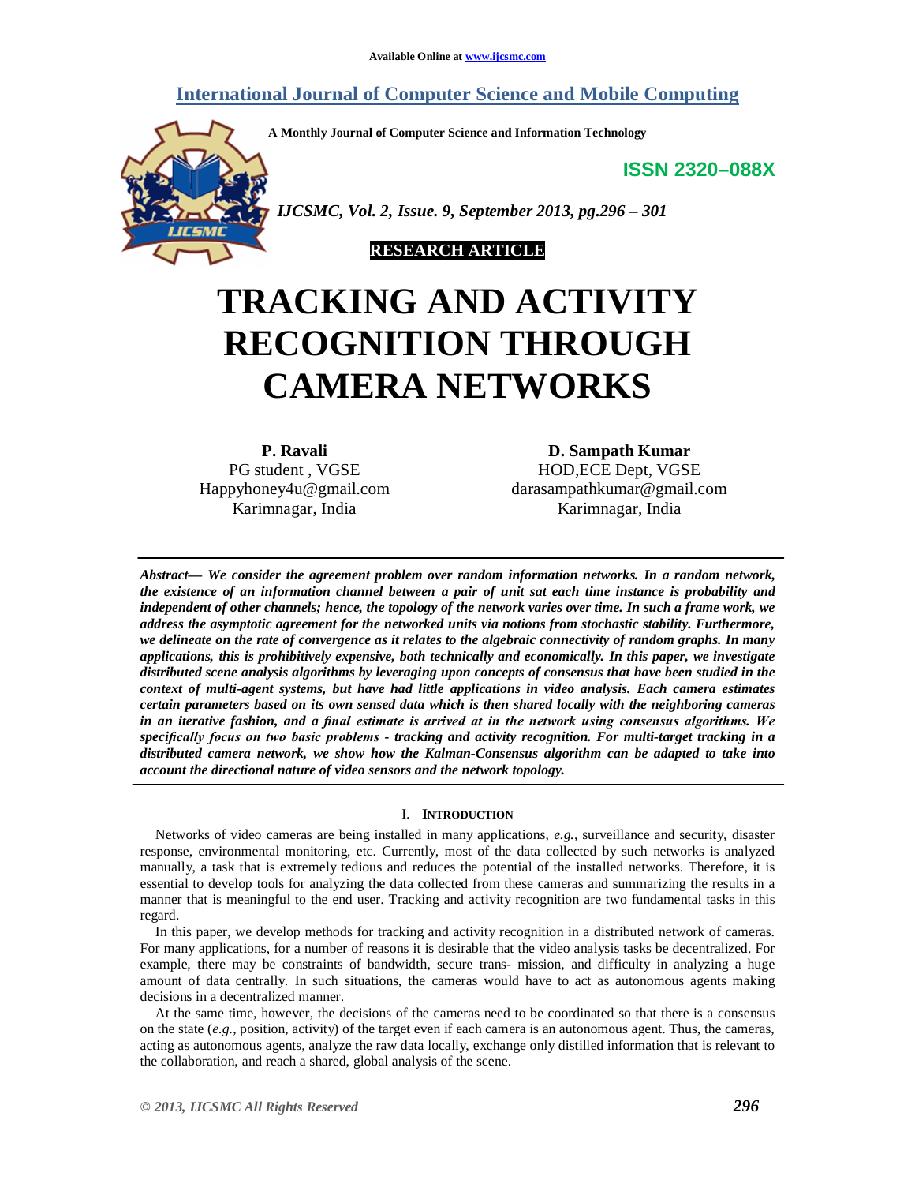Available Online at www.ijcsmc.com

# International Journal of Computer Science and Mobile Computing

A Monthly Journal of Computer Science and Information Technology

**ISSN 2320–088X**

*IJCSMC, Vol. 2, Issue. 9, September 2013, pg.296 – 301*

**RESEARCH ARTICLE**

# TRACKING AND ACTIVITY RECOGNITION THROUGH CAMERA NETWORKS

**P. Ravali**
PG student , VGSE
Happyhoney4u@gmail.com
Karimnagar, India

**D. Sampath Kumar**
HOD,ECE Dept, VGSE
darasampathkumar@gmail.com
Karimnagar, India

***Abstract— We consider the agreement problem over random information networks. In a random network, the existence of an information channel between a pair of unit sat each time instance is probability and independent of other channels; hence, the topology of the network varies over time. In such a frame work, we address the asymptotic agreement for the networked units via notions from stochastic stability. Furthermore, we delineate on the rate of convergence as it relates to the algebraic connectivity of random graphs. In many applications, this is prohibitively expensive, both technically and economically. In this paper, we investigate distributed scene analysis algorithms by leveraging upon concepts of consensus that have been studied in the context of multi-agent systems, but have had little applications in video analysis. Each camera estimates certain parameters based on its own sensed data which is then shared locally with the neighboring cameras in an iterative fashion, and a final estimate is arrived at in the network using consensus algorithms. We specifically focus on two basic problems - tracking and activity recognition. For multi-target tracking in a distributed camera network, we show how the Kalman-Consensus algorithm can be adapted to take into account the directional nature of video sensors and the network topology.***

## I. Introduction

Networks of video cameras are being installed in many applications, *e.g.*, surveillance and security, disaster response, environmental monitoring, etc. Currently, most of the data collected by such networks is analyzed manually, a task that is extremely tedious and reduces the potential of the installed networks. Therefore, it is essential to develop tools for analyzing the data collected from these cameras and summarizing the results in a manner that is meaningful to the end user. Tracking and activity recognition are two fundamental tasks in this regard.

In this paper, we develop methods for tracking and activity recognition in a distributed network of cameras. For many applications, for a number of reasons it is desirable that the video analysis tasks be decentralized. For example, there may be constraints of bandwidth, secure trans- mission, and difficulty in analyzing a huge amount of data centrally. In such situations, the cameras would have to act as autonomous agents making decisions in a decentralized manner.

At the same time, however, the decisions of the cameras need to be coordinated so that there is a consensus on the state (*e.g.*, position, activity) of the target even if each camera is an autonomous agent. Thus, the cameras, acting as autonomous agents, analyze the raw data locally, exchange only distilled information that is relevant to the collaboration, and reach a shared, global analysis of the scene.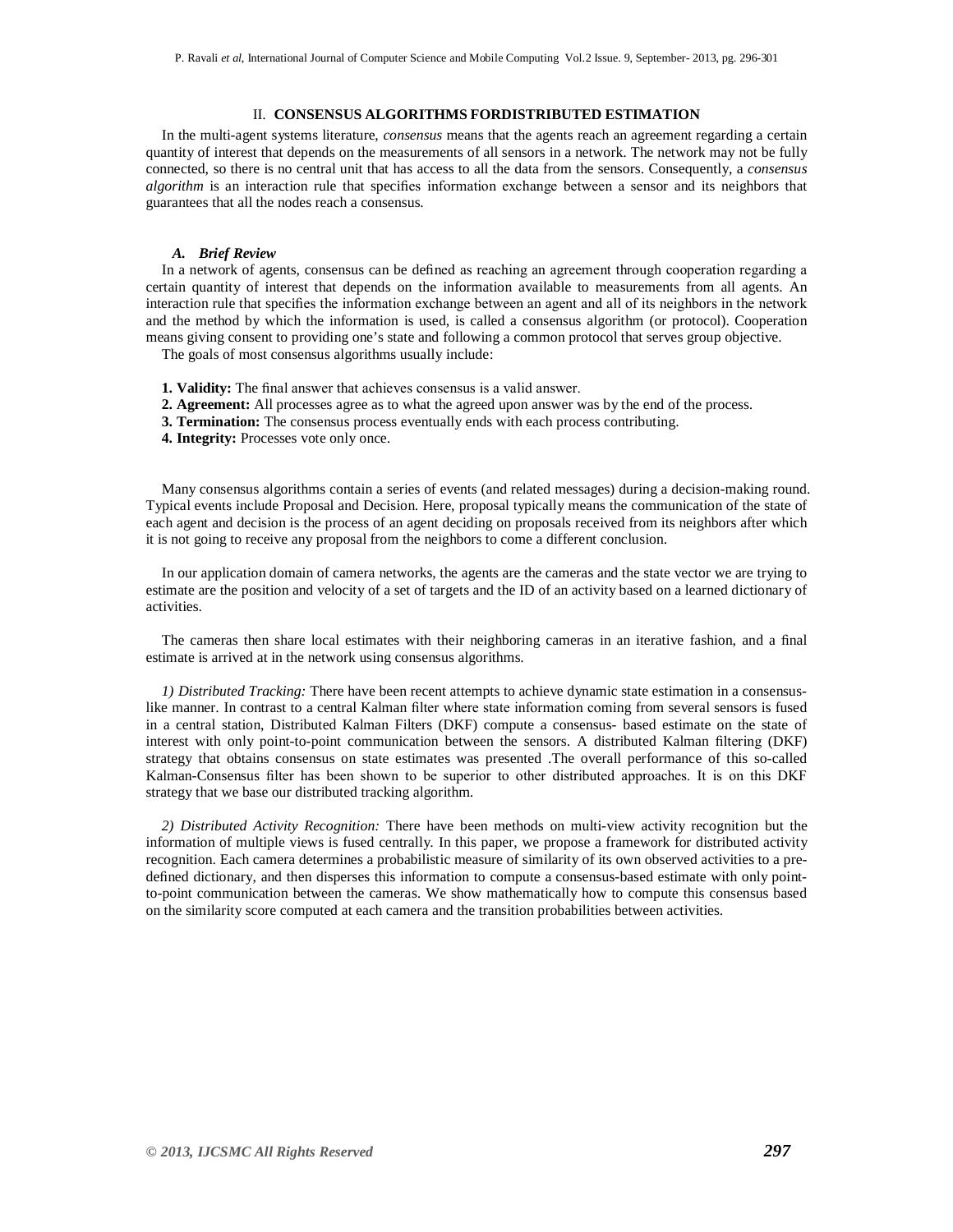## II. CONSENSUS ALGORITHMS FORDISTRIBUTED ESTIMATION

In the multi-agent systems literature, *consensus* means that the agents reach an agreement regarding a certain quantity of interest that depends on the measurements of all sensors in a network. The network may not be fully connected, so there is no central unit that has access to all the data from the sensors. Consequently, a *consensus algorithm* is an interaction rule that specifies information exchange between a sensor and its neighbors that guarantees that all the nodes reach a consensus.

### *A. Brief Review*

In a network of agents, consensus can be defined as reaching an agreement through cooperation regarding a certain quantity of interest that depends on the information available to measurements from all agents. An interaction rule that specifies the information exchange between an agent and all of its neighbors in the network and the method by which the information is used, is called a consensus algorithm (or protocol). Cooperation means giving consent to providing one's state and following a common protocol that serves group objective.

The goals of most consensus algorithms usually include:

**1. Validity:** The final answer that achieves consensus is a valid answer.
**2. Agreement:** All processes agree as to what the agreed upon answer was by the end of the process.
**3. Termination:** The consensus process eventually ends with each process contributing.
**4. Integrity:** Processes vote only once.

Many consensus algorithms contain a series of events (and related messages) during a decision-making round. Typical events include Proposal and Decision. Here, proposal typically means the communication of the state of each agent and decision is the process of an agent deciding on proposals received from its neighbors after which it is not going to receive any proposal from the neighbors to come a different conclusion.

In our application domain of camera networks, the agents are the cameras and the state vector we are trying to estimate are the position and velocity of a set of targets and the ID of an activity based on a learned dictionary of activities.

The cameras then share local estimates with their neighboring cameras in an iterative fashion, and a final estimate is arrived at in the network using consensus algorithms.

*1) Distributed Tracking:* There have been recent attempts to achieve dynamic state estimation in a consensus-like manner. In contrast to a central Kalman filter where state information coming from several sensors is fused in a central station, Distributed Kalman Filters (DKF) compute a consensus- based estimate on the state of interest with only point-to-point communication between the sensors. A distributed Kalman filtering (DKF) strategy that obtains consensus on state estimates was presented .The overall performance of this so-called Kalman-Consensus filter has been shown to be superior to other distributed approaches. It is on this DKF strategy that we base our distributed tracking algorithm.

*2) Distributed Activity Recognition:* There have been methods on multi-view activity recognition but the information of multiple views is fused centrally. In this paper, we propose a framework for distributed activity recognition. Each camera determines a probabilistic measure of similarity of its own observed activities to a pre-defined dictionary, and then disperses this information to compute a consensus-based estimate with only point-to-point communication between the cameras. We show mathematically how to compute this consensus based on the similarity score computed at each camera and the transition probabilities between activities.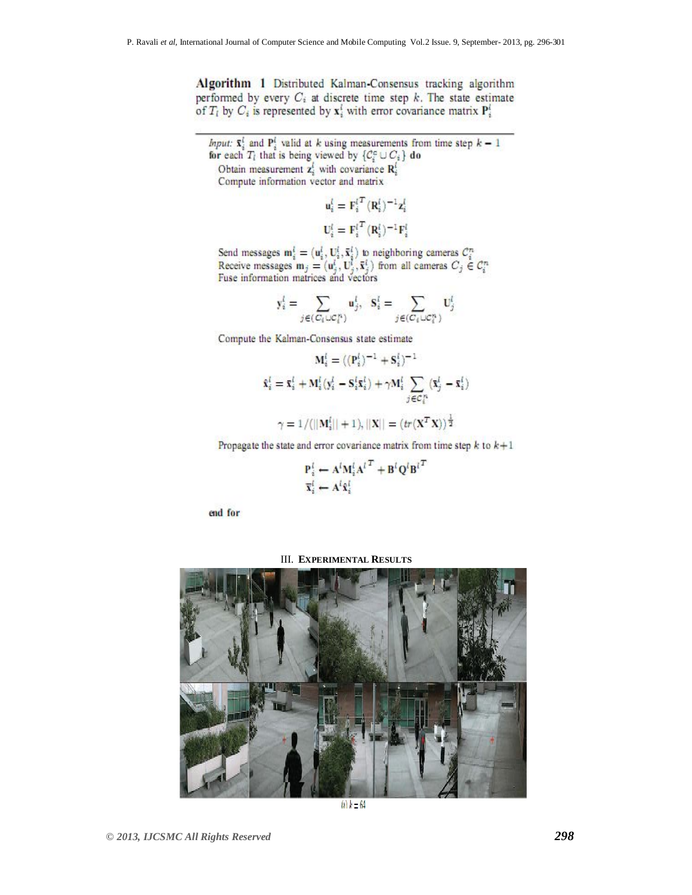**Algorithm 1** Distributed Kalman-Consensus tracking algorithm performed by every $C_i$ at discrete time step $k$. The state estimate of $T_l$ by $C_i$ is represented by $\mathbf{x}_i^l$ with error covariance matrix $\mathbf{P}_i^l$

---

*Input:* $\bar{\mathbf{x}}_i^l$ and $\mathbf{P}_i^l$ valid at $k$ using measurements from time step $k-1$

**for** each $T_l$ that is being viewed by $\{\mathcal{C}_i^c \cup C_i\}$ **do**

Obtain measurement $\mathbf{z}_i^l$ with covariance $\mathbf{R}_i^l$

Compute information vector and matrix

$$\mathbf{u}_i^l = \mathbf{F}_i^{l^T} (\mathbf{R}_i^l)^{-1} \mathbf{z}_i^l$$

$$\mathbf{U}_i^l = \mathbf{F}_i^{l^T} (\mathbf{R}_i^l)^{-1} \mathbf{F}_i^l$$

Send messages $\mathbf{m}_i^l = (\mathbf{u}_i^l, \mathbf{U}_i^l, \bar{\mathbf{x}}_i^l)$ to neighboring cameras $\mathcal{C}_i^n$

Receive messages $\mathbf{m}_j = (\mathbf{u}_j^l, \mathbf{U}_j^l, \bar{\mathbf{x}}_j^l)$ from all cameras $C_j \in \mathcal{C}_i^n$

Fuse information matrices and vectors

$$\mathbf{y}_i^l = \sum_{j \in (C_i \cup \mathcal{C}_i^n)} \mathbf{u}_j^l, \quad \mathbf{S}_i^l = \sum_{j \in (C_i \cup \mathcal{C}_i^n)} \mathbf{U}_j^l$$

Compute the Kalman-Consensus state estimate

$$\mathbf{M}_i^l = ((\mathbf{P}_i^l)^{-1} + \mathbf{S}_i^l)^{-1}$$

$$\hat{\mathbf{x}}_i^l = \bar{\mathbf{x}}_i^l + \mathbf{M}_i^l(\mathbf{y}_i^l - \mathbf{S}_i^l \bar{\mathbf{x}}_i^l) + \gamma \mathbf{M}_i^l \sum_{j \in \mathcal{C}_i^n} (\bar{\mathbf{x}}_j^l - \bar{\mathbf{x}}_i^l)$$

$$\gamma = 1/(||\mathbf{M}_i^l|| + 1), ||\mathbf{X}|| = (tr(\mathbf{X}^T \mathbf{X}))^{\frac{1}{2}}$$

Propagate the state and error covariance matrix from time step $k$ to $k+1$

$$\mathbf{P}_i^l \leftarrow \mathbf{A}^l \mathbf{M}_i^l \mathbf{A}^{l^T} + \mathbf{B}^l \mathbf{Q}^l \mathbf{B}^{l^T}$$

$$\bar{\mathbf{x}}_i^l \leftarrow \mathbf{A}^l \hat{\mathbf{x}}_i^l$$

**end for**

## III. EXPERIMENTAL RESULTS

(a) $k = 64$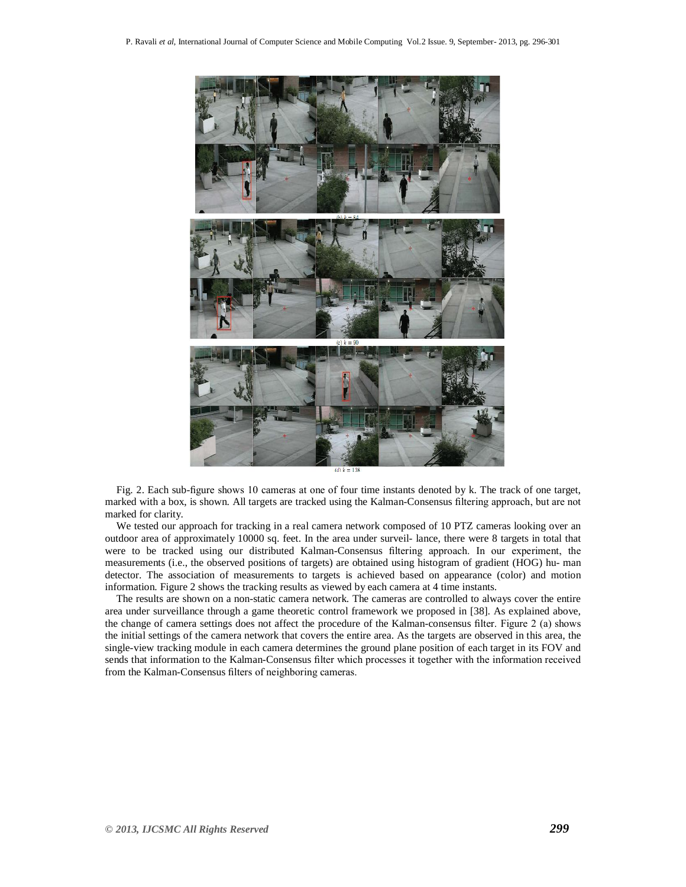(b) k = 58

(c) k = 90

(d) k = 138

Fig. 2. Each sub-figure shows 10 cameras at one of four time instants denoted by k. The track of one target, marked with a box, is shown. All targets are tracked using the Kalman-Consensus filtering approach, but are not marked for clarity.

We tested our approach for tracking in a real camera network composed of 10 PTZ cameras looking over an outdoor area of approximately 10000 sq. feet. In the area under surveil- lance, there were 8 targets in total that were to be tracked using our distributed Kalman-Consensus filtering approach. In our experiment, the measurements (i.e., the observed positions of targets) are obtained using histogram of gradient (HOG) hu- man detector. The association of measurements to targets is achieved based on appearance (color) and motion information. Figure 2 shows the tracking results as viewed by each camera at 4 time instants.

The results are shown on a non-static camera network. The cameras are controlled to always cover the entire area under surveillance through a game theoretic control framework we proposed in [38]. As explained above, the change of camera settings does not affect the procedure of the Kalman-consensus filter. Figure 2 (a) shows the initial settings of the camera network that covers the entire area. As the targets are observed in this area, the single-view tracking module in each camera determines the ground plane position of each target in its FOV and sends that information to the Kalman-Consensus filter which processes it together with the information received from the Kalman-Consensus filters of neighboring cameras.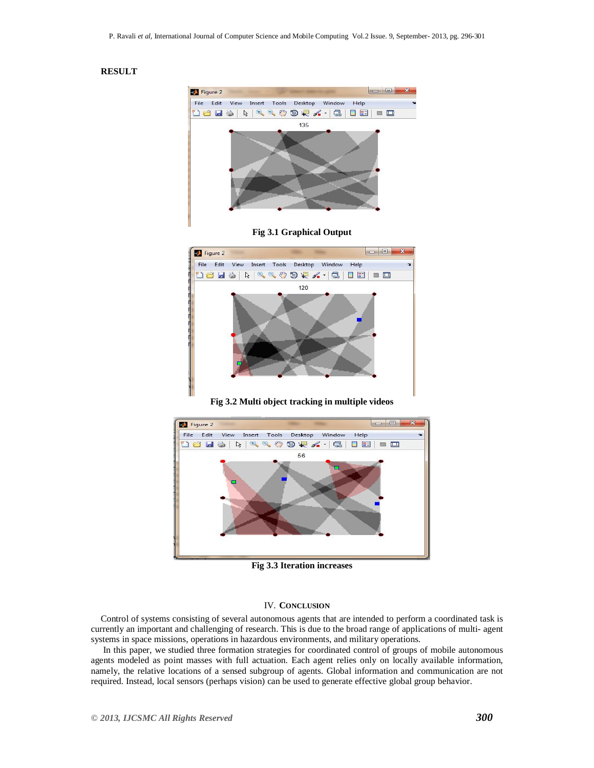**RESULT**

Fig 3.1 Graphical Output

Fig 3.2 Multi object tracking in multiple videos

Fig 3.3 Iteration increases

## IV. CONCLUSION

Control of systems consisting of several autonomous agents that are intended to perform a coordinated task is currently an important and challenging of research. This is due to the broad range of applications of multi- agent systems in space missions, operations in hazardous environments, and military operations.

In this paper, we studied three formation strategies for coordinated control of groups of mobile autonomous agents modeled as point masses with full actuation. Each agent relies only on locally available information, namely, the relative locations of a sensed subgroup of agents. Global information and communication are not required. Instead, local sensors (perhaps vision) can be used to generate effective global group behavior.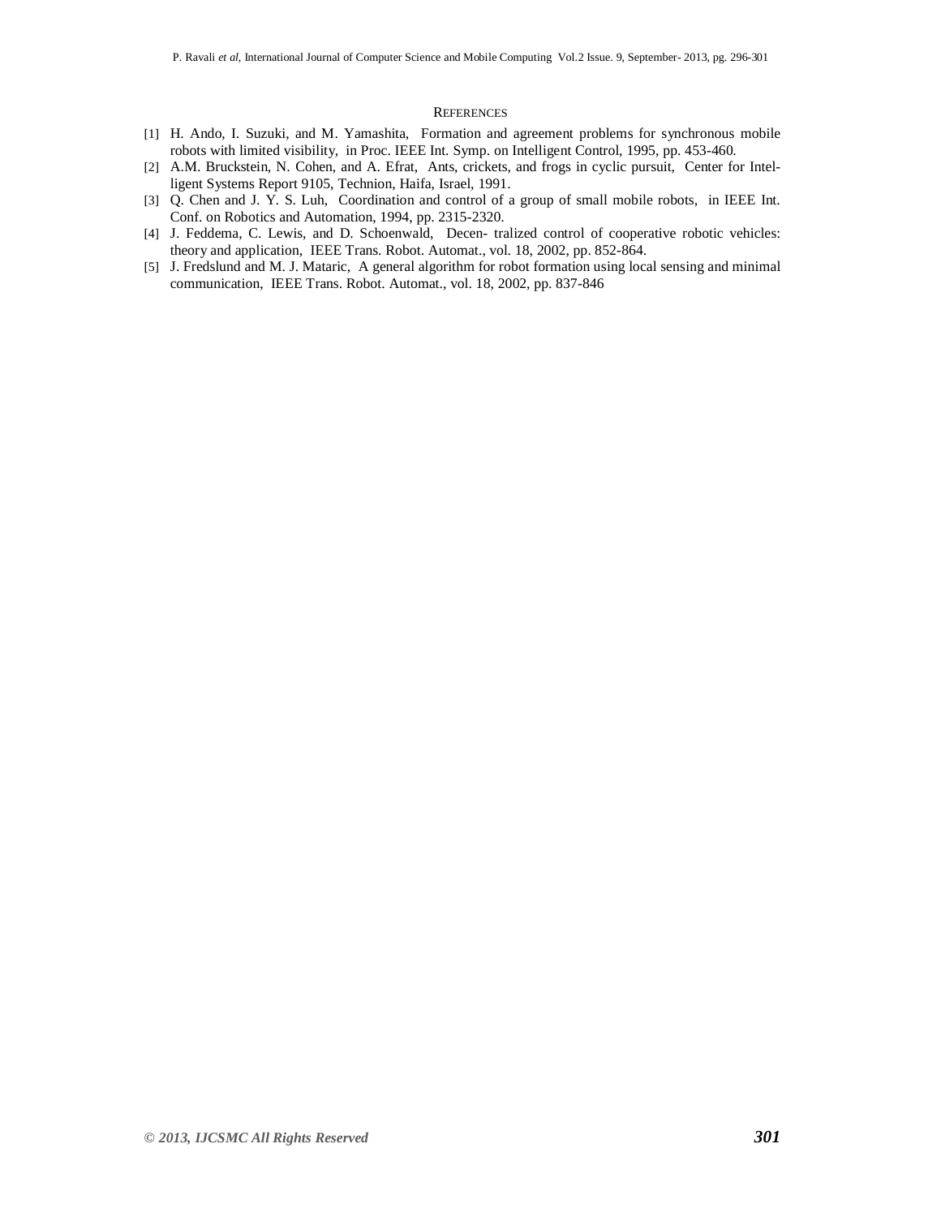## REFERENCES

[1] H. Ando, I. Suzuki, and M. Yamashita, Formation and agreement problems for synchronous mobile robots with limited visibility, in Proc. IEEE Int. Symp. on Intelligent Control, 1995, pp. 453-460.

[2] A.M. Bruckstein, N. Cohen, and A. Efrat, Ants, crickets, and frogs in cyclic pursuit, Center for Intelligent Systems Report 9105, Technion, Haifa, Israel, 1991.

[3] Q. Chen and J. Y. S. Luh, Coordination and control of a group of small mobile robots, in IEEE Int. Conf. on Robotics and Automation, 1994, pp. 2315-2320.

[4] J. Feddema, C. Lewis, and D. Schoenwald, Decen- tralized control of cooperative robotic vehicles: theory and application, IEEE Trans. Robot. Automat., vol. 18, 2002, pp. 852-864.

[5] J. Fredslund and M. J. Mataric, A general algorithm for robot formation using local sensing and minimal communication, IEEE Trans. Robot. Automat., vol. 18, 2002, pp. 837-846